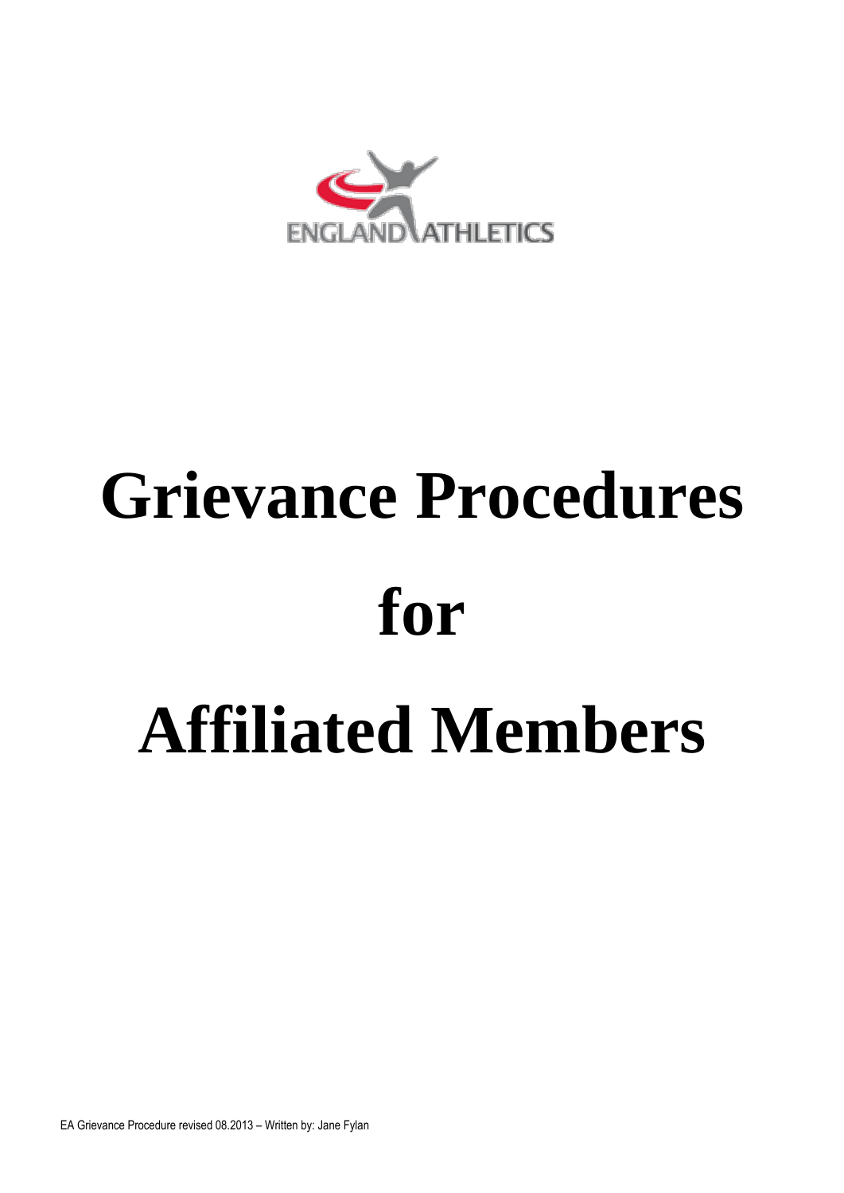ENGLAND ATHLETICS

# Grievance Procedures for Affiliated Members

EA Grievance Procedure revised 08.2013 – Written by: Jane Fylan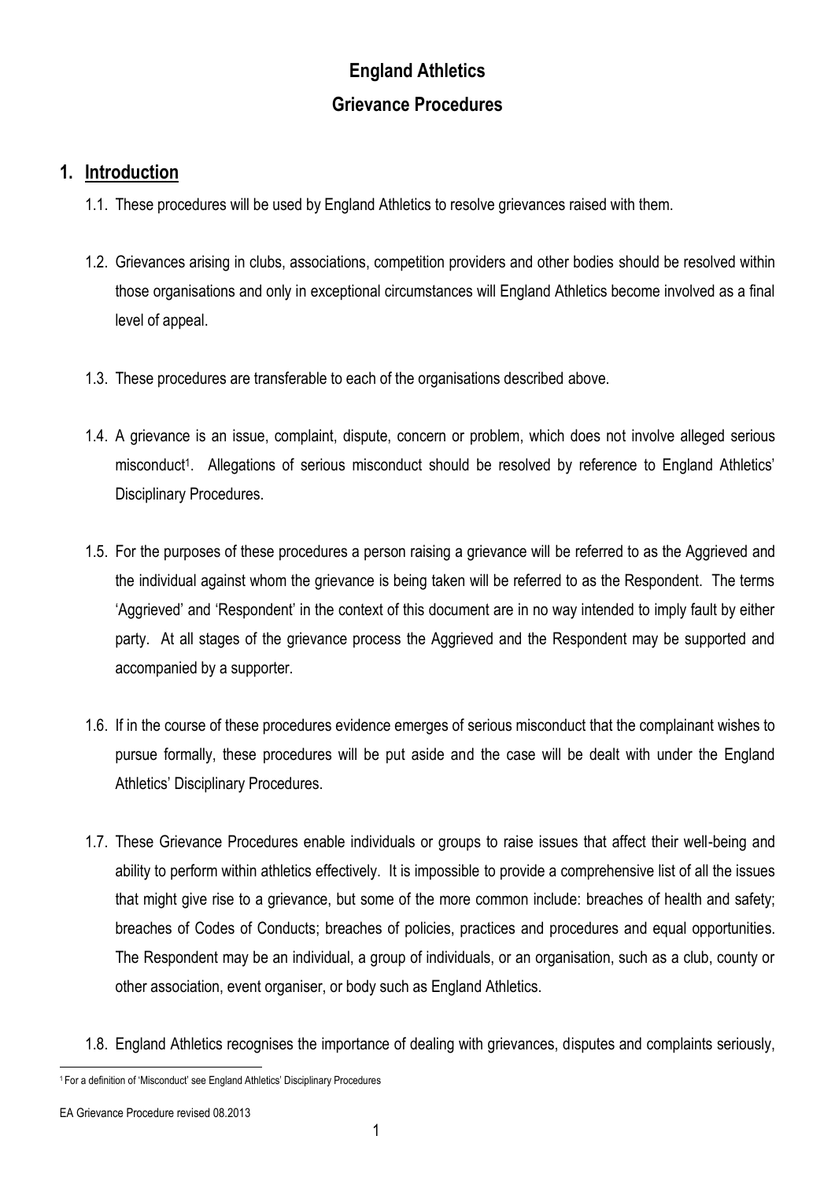# England Athletics

## Grievance Procedures

## 1. Introduction

1.1. These procedures will be used by England Athletics to resolve grievances raised with them.

1.2. Grievances arising in clubs, associations, competition providers and other bodies should be resolved within those organisations and only in exceptional circumstances will England Athletics become involved as a final level of appeal.

1.3. These procedures are transferable to each of the organisations described above.

1.4. A grievance is an issue, complaint, dispute, concern or problem, which does not involve alleged serious misconduct[1]. Allegations of serious misconduct should be resolved by reference to England Athletics' Disciplinary Procedures.

1.5. For the purposes of these procedures a person raising a grievance will be referred to as the Aggrieved and the individual against whom the grievance is being taken will be referred to as the Respondent. The terms 'Aggrieved' and 'Respondent' in the context of this document are in no way intended to imply fault by either party. At all stages of the grievance process the Aggrieved and the Respondent may be supported and accompanied by a supporter.

1.6. If in the course of these procedures evidence emerges of serious misconduct that the complainant wishes to pursue formally, these procedures will be put aside and the case will be dealt with under the England Athletics' Disciplinary Procedures.

1.7. These Grievance Procedures enable individuals or groups to raise issues that affect their well-being and ability to perform within athletics effectively. It is impossible to provide a comprehensive list of all the issues that might give rise to a grievance, but some of the more common include: breaches of health and safety; breaches of Codes of Conducts; breaches of policies, practices and procedures and equal opportunities. The Respondent may be an individual, a group of individuals, or an organisation, such as a club, county or other association, event organiser, or body such as England Athletics.

1.8. England Athletics recognises the importance of dealing with grievances, disputes and complaints seriously,

[1] For a definition of 'Misconduct' see England Athletics' Disciplinary Procedures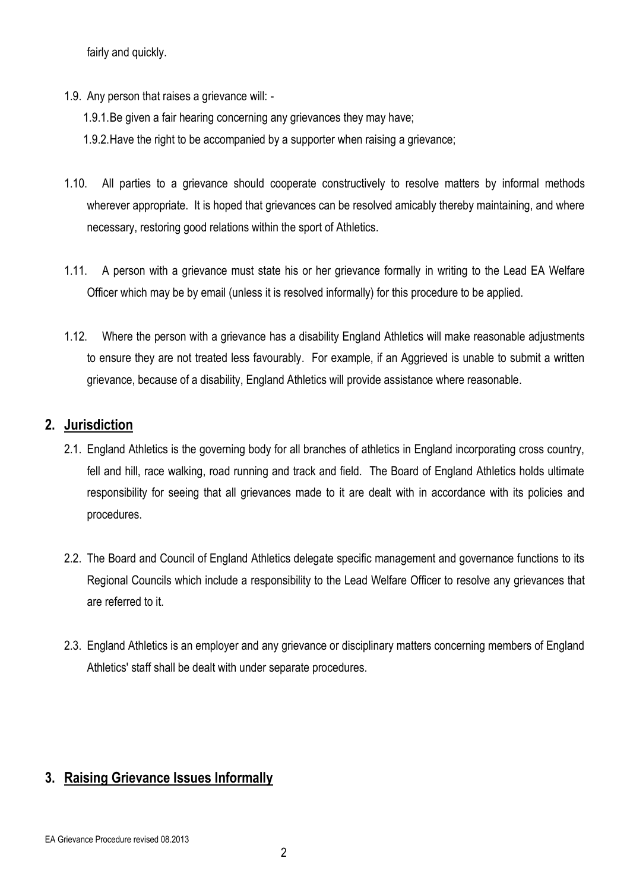fairly and quickly.

1.9. Any person that raises a grievance will: -

   1.9.1. Be given a fair hearing concerning any grievances they may have;

   1.9.2. Have the right to be accompanied by a supporter when raising a grievance;

1.10. All parties to a grievance should cooperate constructively to resolve matters by informal methods wherever appropriate. It is hoped that grievances can be resolved amicably thereby maintaining, and where necessary, restoring good relations within the sport of Athletics.

1.11. A person with a grievance must state his or her grievance formally in writing to the Lead EA Welfare Officer which may be by email (unless it is resolved informally) for this procedure to be applied.

1.12. Where the person with a grievance has a disability England Athletics will make reasonable adjustments to ensure they are not treated less favourably. For example, if an Aggrieved is unable to submit a written grievance, because of a disability, England Athletics will provide assistance where reasonable.

## 2. Jurisdiction

2.1. England Athletics is the governing body for all branches of athletics in England incorporating cross country, fell and hill, race walking, road running and track and field. The Board of England Athletics holds ultimate responsibility for seeing that all grievances made to it are dealt with in accordance with its policies and procedures.

2.2. The Board and Council of England Athletics delegate specific management and governance functions to its Regional Councils which include a responsibility to the Lead Welfare Officer to resolve any grievances that are referred to it.

2.3. England Athletics is an employer and any grievance or disciplinary matters concerning members of England Athletics' staff shall be dealt with under separate procedures.

## 3. Raising Grievance Issues Informally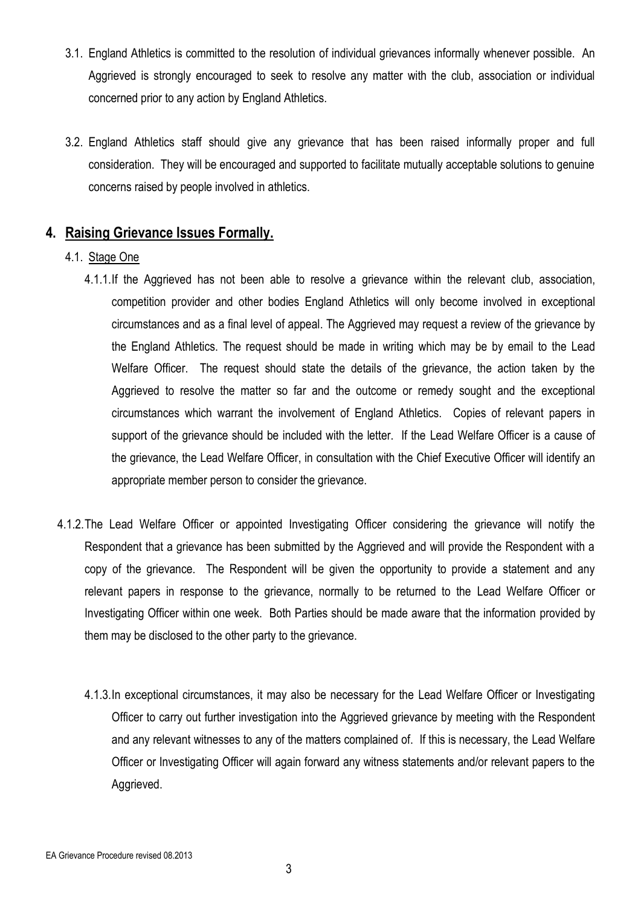3.1. England Athletics is committed to the resolution of individual grievances informally whenever possible. An Aggrieved is strongly encouraged to seek to resolve any matter with the club, association or individual concerned prior to any action by England Athletics.

3.2. England Athletics staff should give any grievance that has been raised informally proper and full consideration. They will be encouraged and supported to facilitate mutually acceptable solutions to genuine concerns raised by people involved in athletics.

## 4. Raising Grievance Issues Formally.

4.1. Stage One

4.1.1. If the Aggrieved has not been able to resolve a grievance within the relevant club, association, competition provider and other bodies England Athletics will only become involved in exceptional circumstances and as a final level of appeal. The Aggrieved may request a review of the grievance by the England Athletics. The request should be made in writing which may be by email to the Lead Welfare Officer. The request should state the details of the grievance, the action taken by the Aggrieved to resolve the matter so far and the outcome or remedy sought and the exceptional circumstances which warrant the involvement of England Athletics. Copies of relevant papers in support of the grievance should be included with the letter. If the Lead Welfare Officer is a cause of the grievance, the Lead Welfare Officer, in consultation with the Chief Executive Officer will identify an appropriate member person to consider the grievance.

4.1.2. The Lead Welfare Officer or appointed Investigating Officer considering the grievance will notify the Respondent that a grievance has been submitted by the Aggrieved and will provide the Respondent with a copy of the grievance. The Respondent will be given the opportunity to provide a statement and any relevant papers in response to the grievance, normally to be returned to the Lead Welfare Officer or Investigating Officer within one week. Both Parties should be made aware that the information provided by them may be disclosed to the other party to the grievance.

4.1.3. In exceptional circumstances, it may also be necessary for the Lead Welfare Officer or Investigating Officer to carry out further investigation into the Aggrieved grievance by meeting with the Respondent and any relevant witnesses to any of the matters complained of. If this is necessary, the Lead Welfare Officer or Investigating Officer will again forward any witness statements and/or relevant papers to the Aggrieved.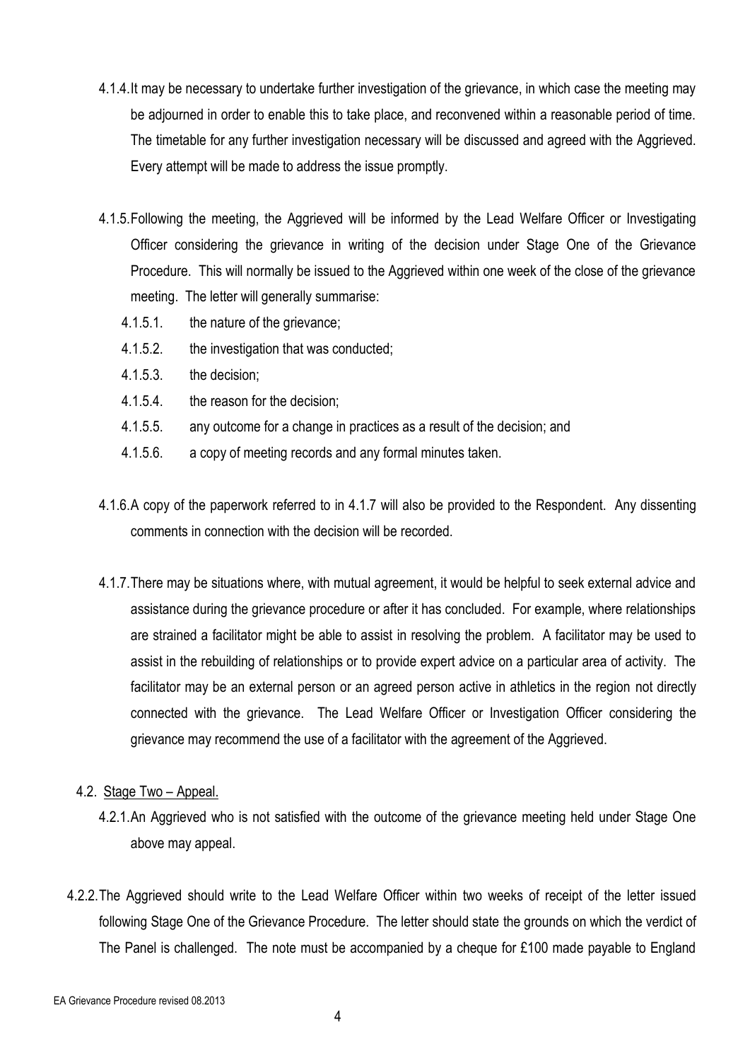4.1.4. It may be necessary to undertake further investigation of the grievance, in which case the meeting may be adjourned in order to enable this to take place, and reconvened within a reasonable period of time. The timetable for any further investigation necessary will be discussed and agreed with the Aggrieved. Every attempt will be made to address the issue promptly.

4.1.5. Following the meeting, the Aggrieved will be informed by the Lead Welfare Officer or Investigating Officer considering the grievance in writing of the decision under Stage One of the Grievance Procedure. This will normally be issued to the Aggrieved within one week of the close of the grievance meeting. The letter will generally summarise:

- 4.1.5.1. the nature of the grievance;
- 4.1.5.2. the investigation that was conducted;
- 4.1.5.3. the decision;
- 4.1.5.4. the reason for the decision;
- 4.1.5.5. any outcome for a change in practices as a result of the decision; and
- 4.1.5.6. a copy of meeting records and any formal minutes taken.

4.1.6. A copy of the paperwork referred to in 4.1.7 will also be provided to the Respondent. Any dissenting comments in connection with the decision will be recorded.

4.1.7. There may be situations where, with mutual agreement, it would be helpful to seek external advice and assistance during the grievance procedure or after it has concluded. For example, where relationships are strained a facilitator might be able to assist in resolving the problem. A facilitator may be used to assist in the rebuilding of relationships or to provide expert advice on a particular area of activity. The facilitator may be an external person or an agreed person active in athletics in the region not directly connected with the grievance. The Lead Welfare Officer or Investigation Officer considering the grievance may recommend the use of a facilitator with the agreement of the Aggrieved.

4.2. Stage Two – Appeal.

4.2.1. An Aggrieved who is not satisfied with the outcome of the grievance meeting held under Stage One above may appeal.

4.2.2. The Aggrieved should write to the Lead Welfare Officer within two weeks of receipt of the letter issued following Stage One of the Grievance Procedure. The letter should state the grounds on which the verdict of The Panel is challenged. The note must be accompanied by a cheque for £100 made payable to England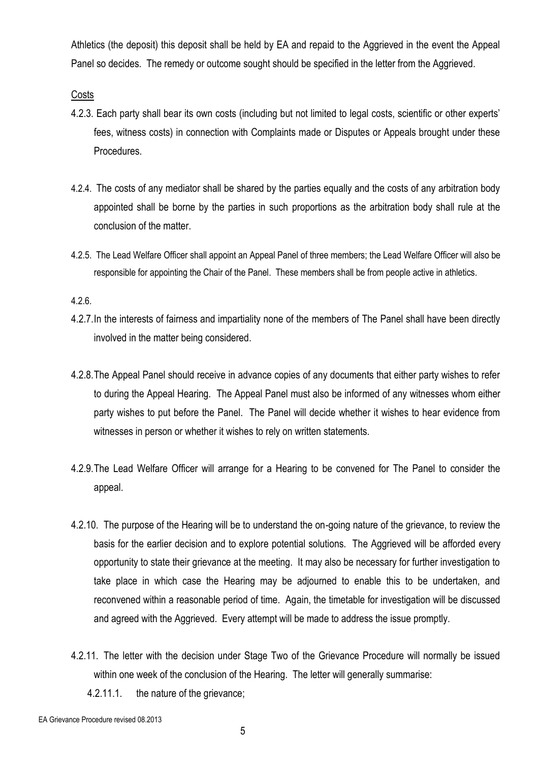Athletics (the deposit) this deposit shall be held by EA and repaid to the Aggrieved in the event the Appeal Panel so decides. The remedy or outcome sought should be specified in the letter from the Aggrieved.

Costs

4.2.3. Each party shall bear its own costs (including but not limited to legal costs, scientific or other experts' fees, witness costs) in connection with Complaints made or Disputes or Appeals brought under these Procedures.

4.2.4. The costs of any mediator shall be shared by the parties equally and the costs of any arbitration body appointed shall be borne by the parties in such proportions as the arbitration body shall rule at the conclusion of the matter.

4.2.5. The Lead Welfare Officer shall appoint an Appeal Panel of three members; the Lead Welfare Officer will also be responsible for appointing the Chair of the Panel. These members shall be from people active in athletics.

4.2.6.

4.2.7. In the interests of fairness and impartiality none of the members of The Panel shall have been directly involved in the matter being considered.

4.2.8. The Appeal Panel should receive in advance copies of any documents that either party wishes to refer to during the Appeal Hearing. The Appeal Panel must also be informed of any witnesses whom either party wishes to put before the Panel. The Panel will decide whether it wishes to hear evidence from witnesses in person or whether it wishes to rely on written statements.

4.2.9. The Lead Welfare Officer will arrange for a Hearing to be convened for The Panel to consider the appeal.

4.2.10. The purpose of the Hearing will be to understand the on-going nature of the grievance, to review the basis for the earlier decision and to explore potential solutions. The Aggrieved will be afforded every opportunity to state their grievance at the meeting. It may also be necessary for further investigation to take place in which case the Hearing may be adjourned to enable this to be undertaken, and reconvened within a reasonable period of time. Again, the timetable for investigation will be discussed and agreed with the Aggrieved. Every attempt will be made to address the issue promptly.

4.2.11. The letter with the decision under Stage Two of the Grievance Procedure will normally be issued within one week of the conclusion of the Hearing. The letter will generally summarise:

4.2.11.1. the nature of the grievance;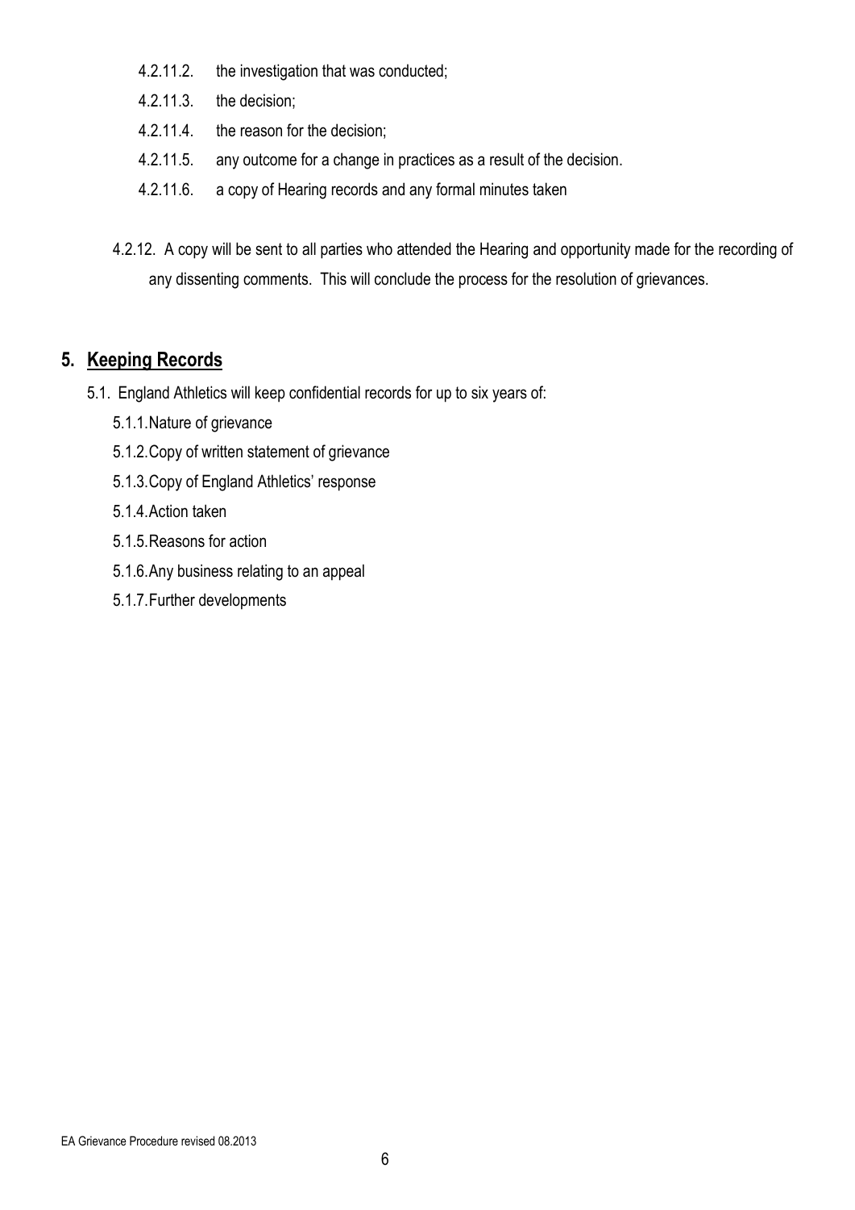4.2.11.2. the investigation that was conducted;

4.2.11.3. the decision;

4.2.11.4. the reason for the decision;

4.2.11.5. any outcome for a change in practices as a result of the decision.

4.2.11.6. a copy of Hearing records and any formal minutes taken

4.2.12. A copy will be sent to all parties who attended the Hearing and opportunity made for the recording of any dissenting comments. This will conclude the process for the resolution of grievances.

## 5. Keeping Records

5.1. England Athletics will keep confidential records for up to six years of:

5.1.1. Nature of grievance

5.1.2. Copy of written statement of grievance

5.1.3. Copy of England Athletics' response

5.1.4. Action taken

5.1.5. Reasons for action

5.1.6. Any business relating to an appeal

5.1.7. Further developments